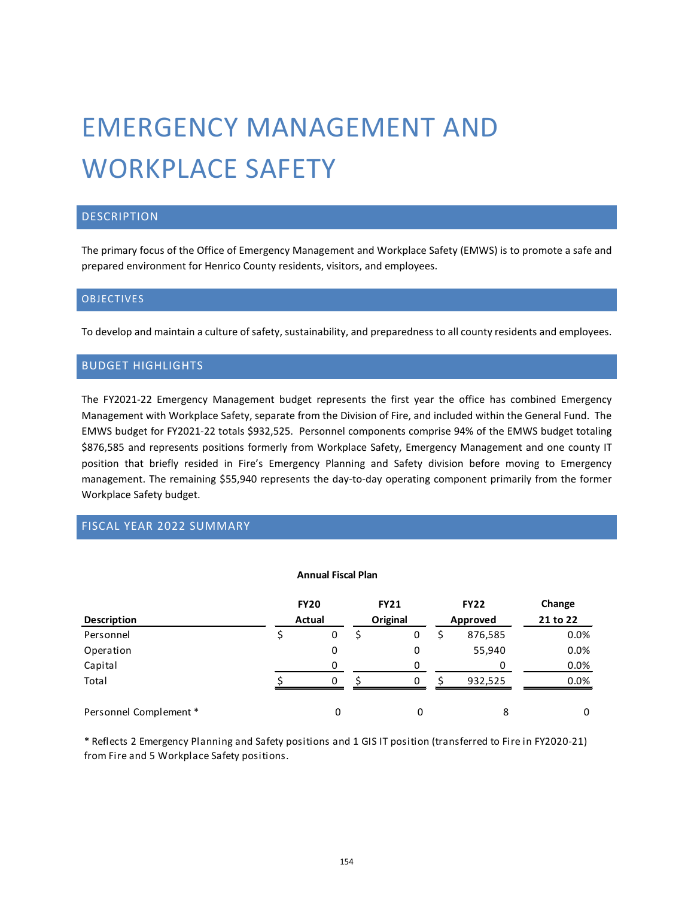# EMERGENCY MANAGEMENT AND WORKPLACE SAFETY

## DESCRIPTION

The primary focus of the Office of Emergency Management and Workplace Safety (EMWS) is to promote a safe and prepared environment for Henrico County residents, visitors, and employees.

## OBJECTIVES

To develop and maintain a culture of safety, sustainability, and preparedness to all county residents and employees.

## BUDGET HIGHLIGHTS

The FY2021-22 Emergency Management budget represents the first year the office has combined Emergency Management with Workplace Safety, separate from the Division of Fire, and included within the General Fund. The EMWS budget for FY2021-22 totals $932,525. Personnel components comprise 94% of the EMWS budget totaling $876,585 and represents positions formerly from Workplace Safety, Emergency Management and one county IT position that briefly resided in Fire's Emergency Planning and Safety division before moving to Emergency management. The remaining $55,940 represents the day-to-day operating component primarily from the former Workplace Safety budget.

## FISCAL YEAR 2022 SUMMARY

**Annual Fiscal Plan**

| Description | FY20 Actual | FY21 Original | FY22 Approved | Change 21 to 22 |
|---|---|---|---|---|
| Personnel | $ 0 | $ 0 | $ 876,585 | 0.0% |
| Operation | 0 | 0 | 55,940 | 0.0% |
| Capital | 0 | 0 | 0 | 0.0% |
| Total | $ 0 | $ 0 | $ 932,525 | 0.0% |
| | | | | |
| Personnel Complement * | 0 | 0 | 8 | 0 |

* Reflects 2 Emergency Planning and Safety positions and 1 GIS IT position (transferred to Fire in FY2020-21) from Fire and 5 Workplace Safety positions.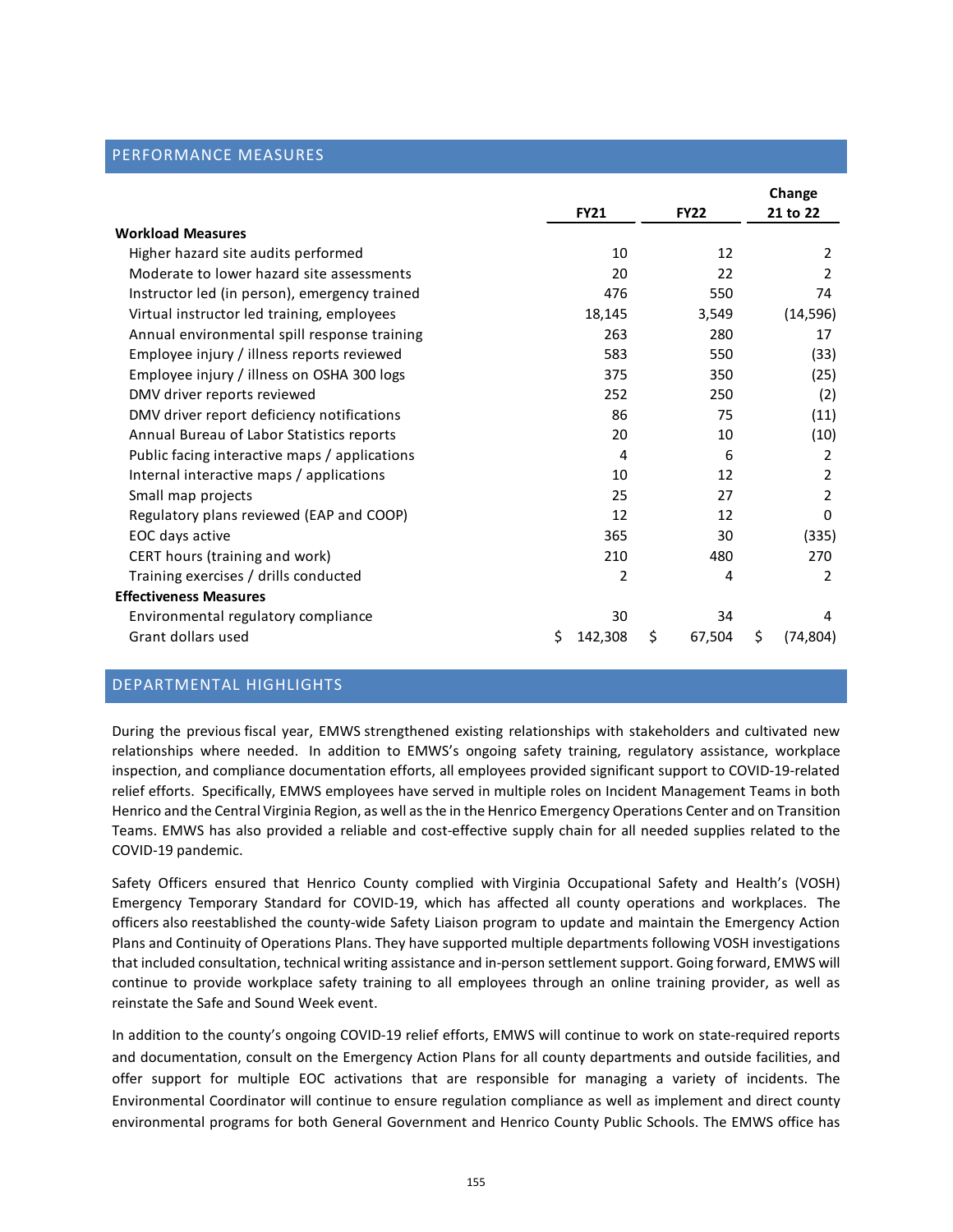## PERFORMANCE MEASURES

| | FY21 | FY22 | Change 21 to 22 |
|---|---|---|---|
| **Workload Measures** | | | |
| Higher hazard site audits performed | 10 | 12 | 2 |
| Moderate to lower hazard site assessments | 20 | 22 | 2 |
| Instructor led (in person), emergency trained | 476 | 550 | 74 |
| Virtual instructor led training, employees | 18,145 | 3,549 | (14,596) |
| Annual environmental spill response training | 263 | 280 | 17 |
| Employee injury / illness reports reviewed | 583 | 550 | (33) |
| Employee injury / illness on OSHA 300 logs | 375 | 350 | (25) |
| DMV driver reports reviewed | 252 | 250 | (2) |
| DMV driver report deficiency notifications | 86 | 75 | (11) |
| Annual Bureau of Labor Statistics reports | 20 | 10 | (10) |
| Public facing interactive maps / applications | 4 | 6 | 2 |
| Internal interactive maps / applications | 10 | 12 | 2 |
| Small map projects | 25 | 27 | 2 |
| Regulatory plans reviewed (EAP and COOP) | 12 | 12 | 0 |
| EOC days active | 365 | 30 | (335) |
| CERT hours (training and work) | 210 | 480 | 270 |
| Training exercises / drills conducted | 2 | 4 | 2 |
| **Effectiveness Measures** | | | |
| Environmental regulatory compliance | 30 | 34 | 4 |
| Grant dollars used | $ 142,308 | $ 67,504 | $ (74,804) |

## DEPARTMENTAL HIGHLIGHTS

During the previous fiscal year, EMWS strengthened existing relationships with stakeholders and cultivated new relationships where needed. In addition to EMWS's ongoing safety training, regulatory assistance, workplace inspection, and compliance documentation efforts, all employees provided significant support to COVID-19-related relief efforts. Specifically, EMWS employees have served in multiple roles on Incident Management Teams in both Henrico and the Central Virginia Region, as well as the in the Henrico Emergency Operations Center and on Transition Teams. EMWS has also provided a reliable and cost-effective supply chain for all needed supplies related to the COVID-19 pandemic.

Safety Officers ensured that Henrico County complied with Virginia Occupational Safety and Health's (VOSH) Emergency Temporary Standard for COVID-19, which has affected all county operations and workplaces. The officers also reestablished the county-wide Safety Liaison program to update and maintain the Emergency Action Plans and Continuity of Operations Plans. They have supported multiple departments following VOSH investigations that included consultation, technical writing assistance and in-person settlement support. Going forward, EMWS will continue to provide workplace safety training to all employees through an online training provider, as well as reinstate the Safe and Sound Week event.

In addition to the county's ongoing COVID-19 relief efforts, EMWS will continue to work on state-required reports and documentation, consult on the Emergency Action Plans for all county departments and outside facilities, and offer support for multiple EOC activations that are responsible for managing a variety of incidents. The Environmental Coordinator will continue to ensure regulation compliance as well as implement and direct county environmental programs for both General Government and Henrico County Public Schools. The EMWS office has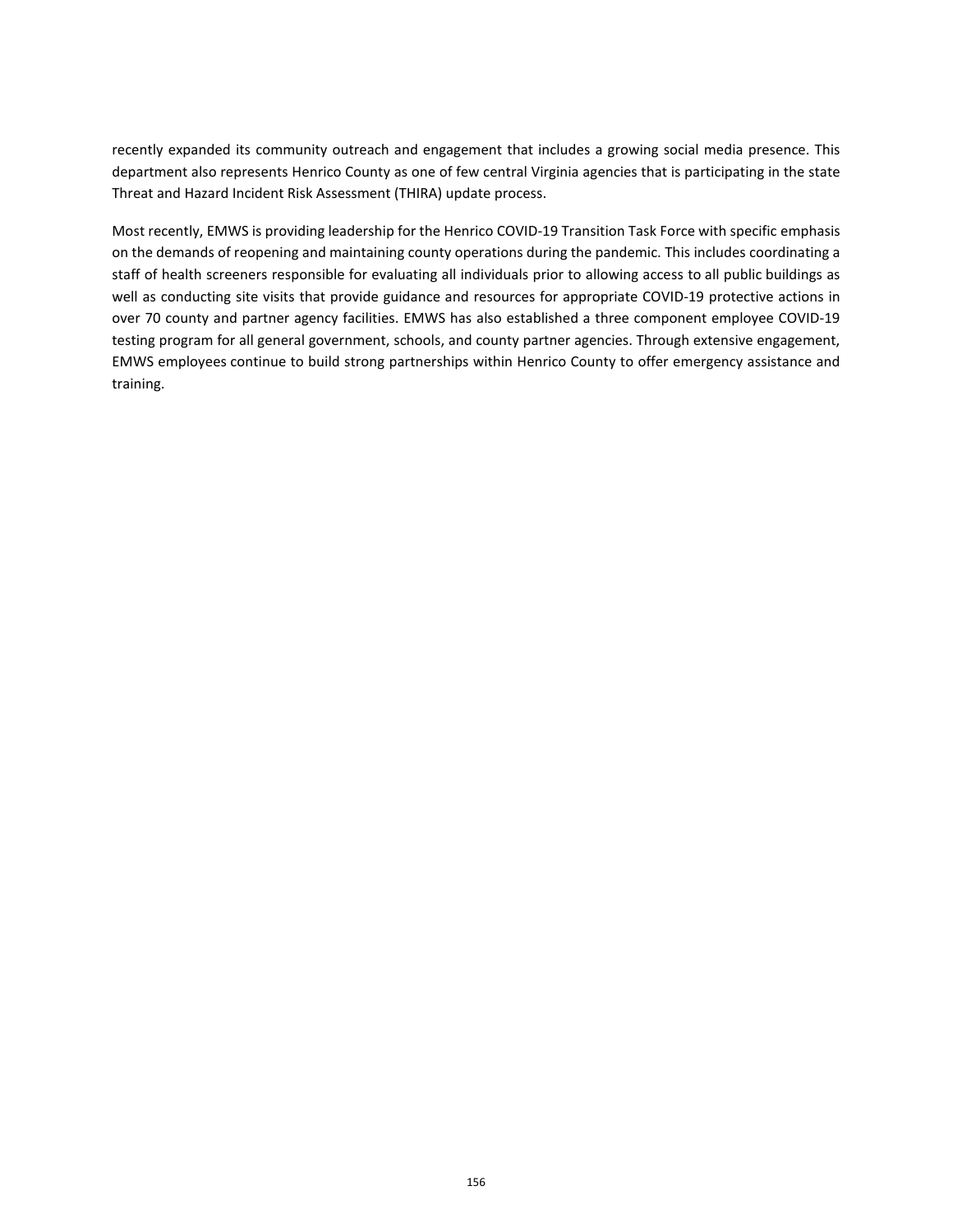recently expanded its community outreach and engagement that includes a growing social media presence. This department also represents Henrico County as one of few central Virginia agencies that is participating in the state Threat and Hazard Incident Risk Assessment (THIRA) update process.

Most recently, EMWS is providing leadership for the Henrico COVID-19 Transition Task Force with specific emphasis on the demands of reopening and maintaining county operations during the pandemic. This includes coordinating a staff of health screeners responsible for evaluating all individuals prior to allowing access to all public buildings as well as conducting site visits that provide guidance and resources for appropriate COVID-19 protective actions in over 70 county and partner agency facilities. EMWS has also established a three component employee COVID-19 testing program for all general government, schools, and county partner agencies. Through extensive engagement, EMWS employees continue to build strong partnerships within Henrico County to offer emergency assistance and training.